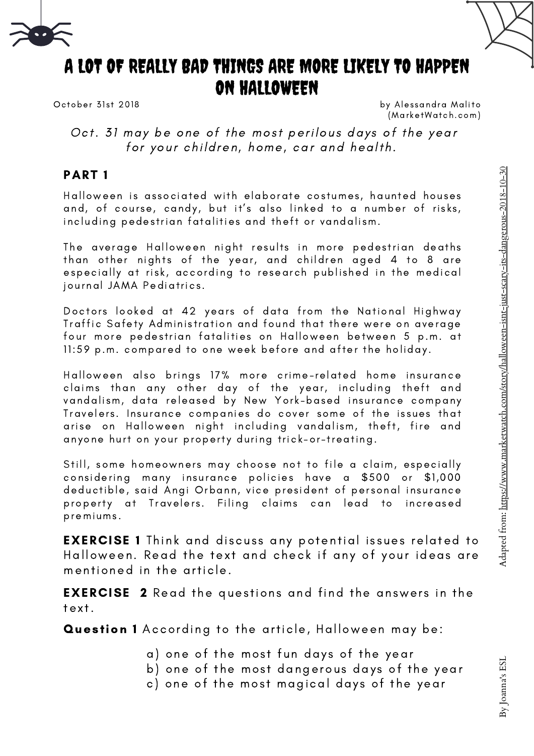# A LOT OF REALLY BAD THINGS ARE MORE LIKELY TO HAPPEN ON HALLOWEEN

October 31st 2018

by Alessandra Malito (MarketWatch.com)

*Oct. 31 may be one of the most perilous days of the year for your children, home, car and health.*

## PART 1

Halloween is associated with elaborate costumes, haunted houses and, of course, candy, but it's also linked to a number of risks, including pedestrian fatalities and theft or vandalism.

The average Halloween night results in more pedestrian deaths than other nights of the year, and children aged 4 to 8 are especially at risk, according to research published in the medical journal JAMA Pediatrics.

Doctors looked at 42 years of data from the National Highway Traffic Safety Administration and found that there were on average four more pedestrian fatalities on Halloween between 5 p.m. at 11:59 p.m. compared to one week before and after the holiday.

Halloween also brings 17% more crime-related home insurance claims than any other day of the year, including theft and vandalism, data released by New York-based insurance company Travelers. Insurance companies do cover some of the issues that arise on Halloween night including vandalism, theft, fire and anyone hurt on your property during trick-or-treating.

Still, some homeowners may choose not to file a claim, especially considering many insurance policies have a $500 or $1,000 deductible, said Angi Orbann, vice president of personal insurance property at Travelers. Filing claims can lead to increased premiums.

**EXERCISE 1** Think and discuss any potential issues related to Halloween. Read the text and check if any of your ideas are mentioned in the article.

**EXERCISE 2** Read the questions and find the answers in the text.

**Question 1** According to the article, Halloween may be:

a) one of the most fun days of the year
b) one of the most dangerous days of the year
c) one of the most magical days of the year

Adapted from: https://www.marketwatch.com/story/halloween-isnt-just-scary-its-dangerous-2018-10-30

By Joanna's ESL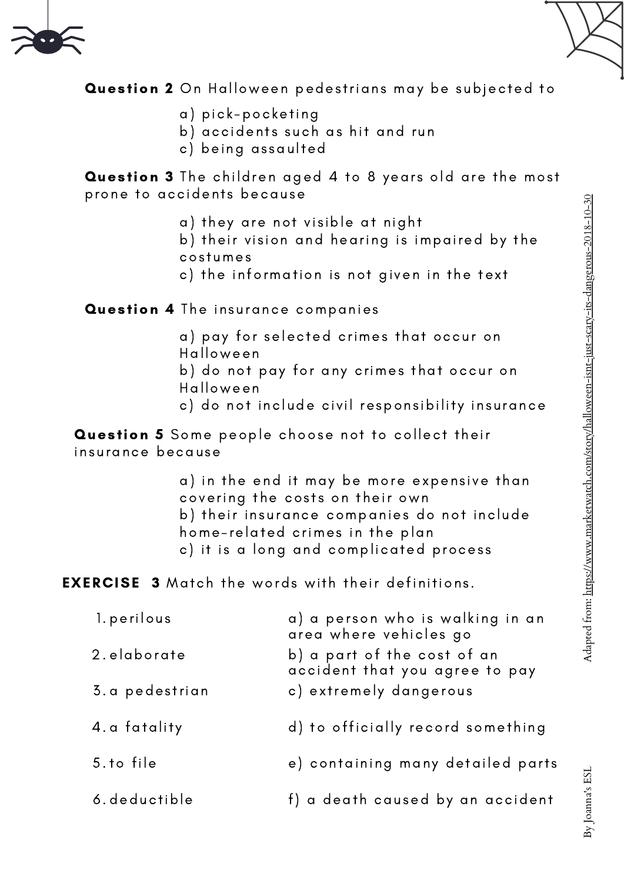**Question 2** On Halloween pedestrians may be subjected to

a) pick-pocketing
b) accidents such as hit and run
c) being assaulted

**Question 3** The children aged 4 to 8 years old are the most prone to accidents because

a) they are not visible at night
b) their vision and hearing is impaired by the costumes
c) the information is not given in the text

**Question 4** The insurance companies

a) pay for selected crimes that occur on Halloween
b) do not pay for any crimes that occur on Halloween
c) do not include civil responsibility insurance

**Question 5** Some people choose not to collect their insurance because

a) in the end it may be more expensive than covering the costs on their own
b) their insurance companies do not include home-related crimes in the plan
c) it is a long and complicated process

**EXERCISE 3** Match the words with their definitions.

| | |
|---|---|
| 1. perilous | a) a person who is walking in an area where vehicles go |
| 2. elaborate | b) a part of the cost of an accident that you agree to pay |
| 3. a pedestrian | c) extremely dangerous |
| 4. a fatality | d) to officially record something |
| 5. to file | e) containing many detailed parts |
| 6. deductible | f) a death caused by an accident |

Adapted from: https://www.marketwatch.com/story/halloween-isnt-just-scary-its-dangerous-2018-10-30

By Joanna's ESL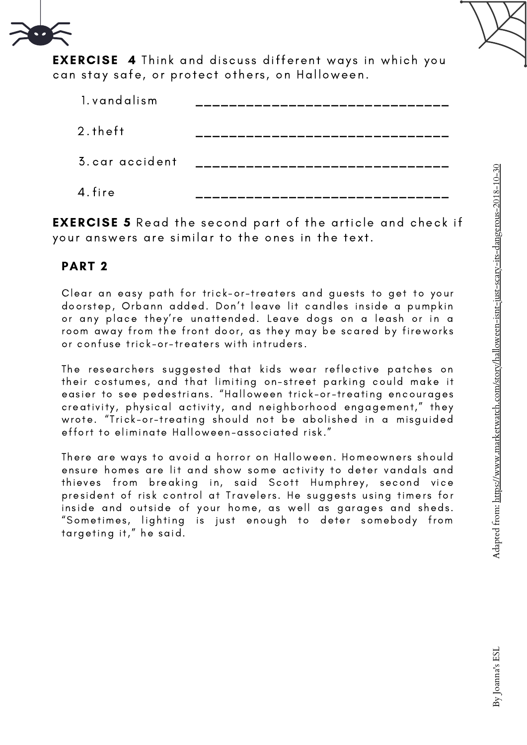**EXERCISE 4** Think and discuss different ways in which you can stay safe, or protect others, on Halloween.

1. vandalism ______________________________
2. theft ______________________________
3. car accident ______________________________
4. fire ______________________________

**EXERCISE 5** Read the second part of the article and check if your answers are similar to the ones in the text.

## PART 2

Clear an easy path for trick-or-treaters and guests to get to your doorstep, Orbann added. Don't leave lit candles inside a pumpkin or any place they're unattended. Leave dogs on a leash or in a room away from the front door, as they may be scared by fireworks or confuse trick-or-treaters with intruders.

The researchers suggested that kids wear reflective patches on their costumes, and that limiting on-street parking could make it easier to see pedestrians. "Halloween trick-or-treating encourages creativity, physical activity, and neighborhood engagement," they wrote. "Trick-or-treating should not be abolished in a misguided effort to eliminate Halloween-associated risk."

There are ways to avoid a horror on Halloween. Homeowners should ensure homes are lit and show some activity to deter vandals and thieves from breaking in, said Scott Humphrey, second vice president of risk control at Travelers. He suggests using timers for inside and outside of your home, as well as garages and sheds. "Sometimes, lighting is just enough to deter somebody from targeting it," he said.

Adapted from: https://www.marketwatch.com/story/halloween-isnt-just-scary-its-dangerous-2018-10-30

By Joanna's ESL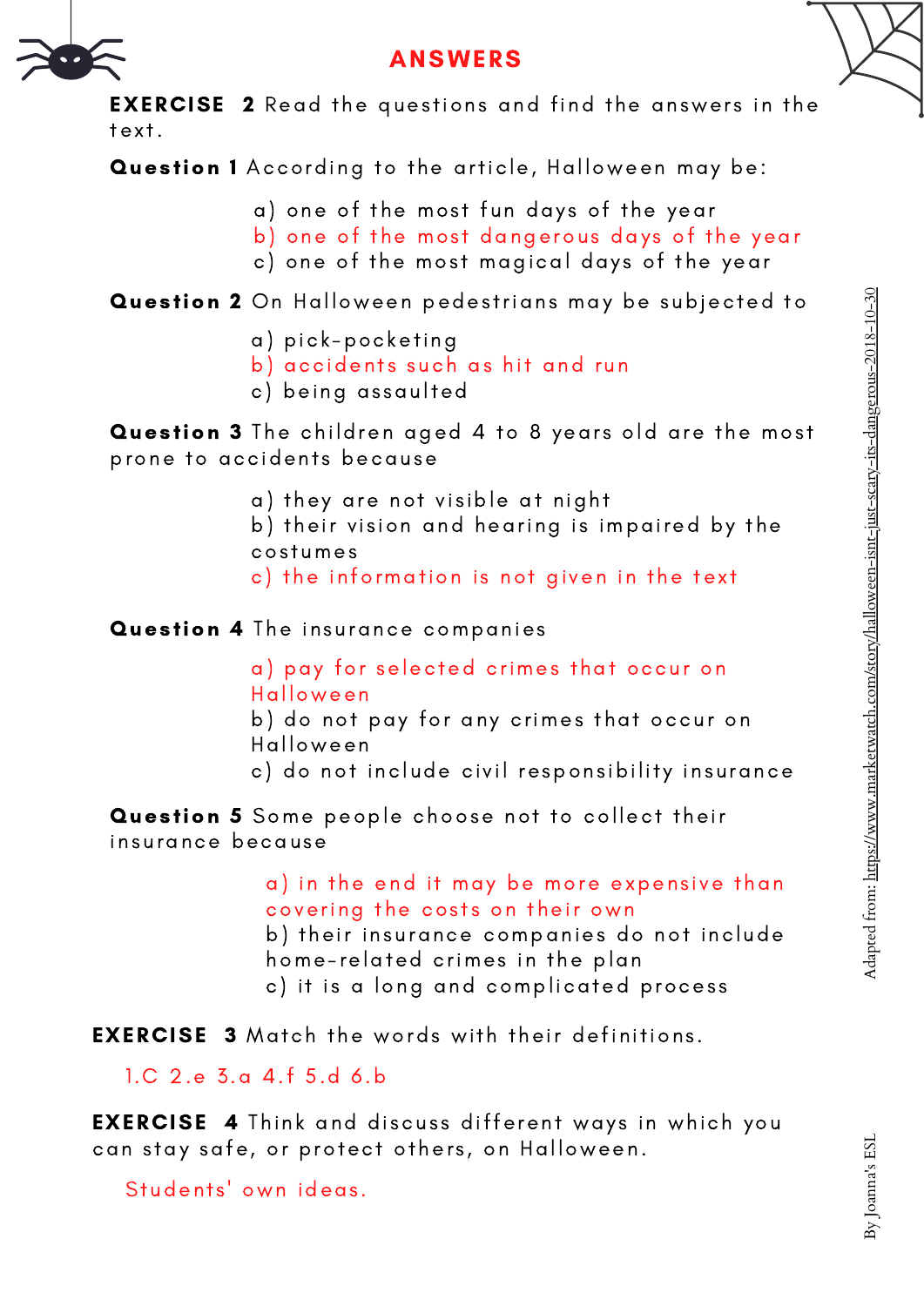# ANSWERS

**EXERCISE 2** Read the questions and find the answers in the text.

**Question 1** According to the article, Halloween may be:

a) one of the most fun days of the year
b) one of the most dangerous days of the year
c) one of the most magical days of the year

**Question 2** On Halloween pedestrians may be subjected to

a) pick-pocketing
b) accidents such as hit and run
c) being assaulted

**Question 3** The children aged 4 to 8 years old are the most prone to accidents because

a) they are not visible at night
b) their vision and hearing is impaired by the costumes
c) the information is not given in the text

**Question 4** The insurance companies

a) pay for selected crimes that occur on Halloween
b) do not pay for any crimes that occur on Halloween
c) do not include civil responsibility insurance

**Question 5** Some people choose not to collect their insurance because

a) in the end it may be more expensive than covering the costs on their own
b) their insurance companies do not include home-related crimes in the plan
c) it is a long and complicated process

**EXERCISE 3** Match the words with their definitions.

1.C 2.e 3.a 4.f 5.d 6.b

**EXERCISE 4** Think and discuss different ways in which you can stay safe, or protect others, on Halloween.

Students' own ideas.

Adapted from: https://www.marketwatch.com/story/halloween-isnt-just-scary-its-dangerous-2018-10-30

By Joanna's ESL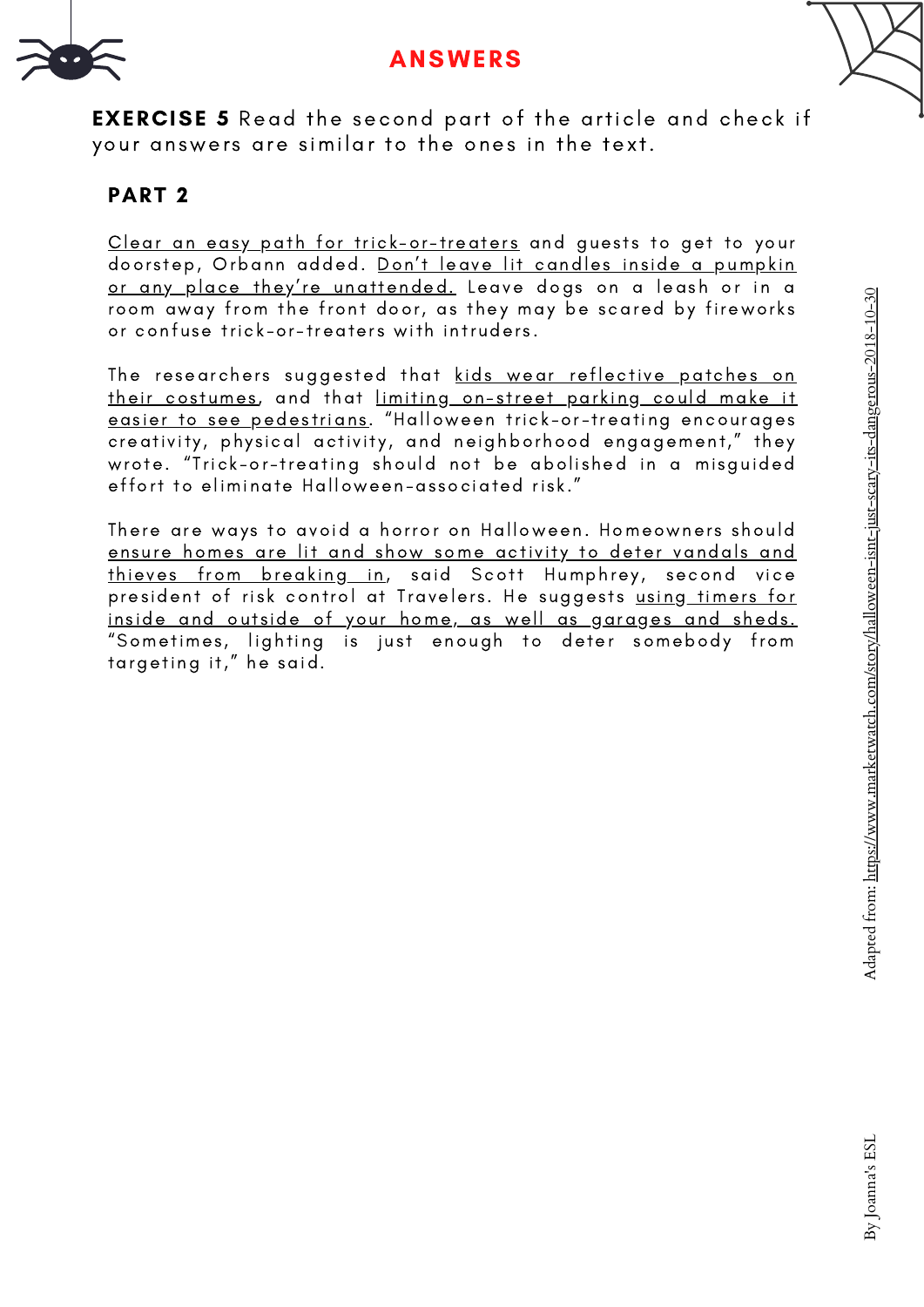## ANSWERS

**EXERCISE 5** Read the second part of the article and check if your answers are similar to the ones in the text.

### PART 2

<u>Clear an easy path for trick-or-treaters</u> and guests to get to your doorstep, Orbann added. <u>Don't leave lit candles inside a pumpkin or any place they're unattended.</u> Leave dogs on a leash or in a room away from the front door, as they may be scared by fireworks or confuse trick-or-treaters with intruders.

The researchers suggested that <u>kids wear reflective patches on their costumes</u>, and that <u>limiting on-street parking could make it easier to see pedestrians</u>. "Halloween trick-or-treating encourages creativity, physical activity, and neighborhood engagement," they wrote. "Trick-or-treating should not be abolished in a misguided effort to eliminate Halloween-associated risk."

There are ways to avoid a horror on Halloween. Homeowners should <u>ensure homes are lit and show some activity to deter vandals and thieves from breaking in</u>, said Scott Humphrey, second vice president of risk control at Travelers. He suggests <u>using timers for inside and outside of your home, as well as garages and sheds.</u> "Sometimes, lighting is just enough to deter somebody from targeting it," he said.

Adapted from: https://www.marketwatch.com/story/halloween-isnt-just-scary-its-dangerous-2018-10-30

By Joanna's ESL